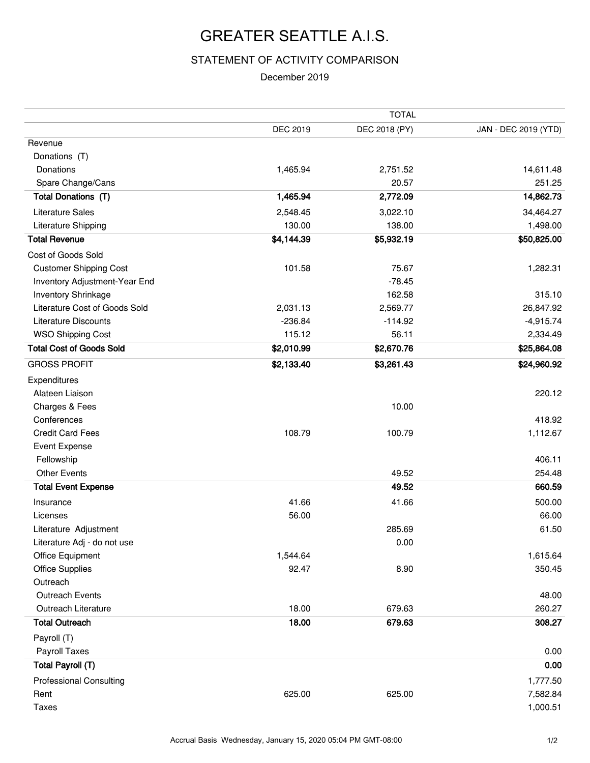# GREATER SEATTLE A.I.S.

## STATEMENT OF ACTIVITY COMPARISON

December 2019

| | TOTAL | | |
|---|---|---|---|
| | DEC 2019 | DEC 2018 (PY) | JAN - DEC 2019 (YTD) |
| Revenue | | | |
| Donations (T) | | | |
| Donations | 1,465.94 | 2,751.52 | 14,611.48 |
| Spare Change/Cans | | 20.57 | 251.25 |
| **Total Donations (T)** | **1,465.94** | **2,772.09** | **14,862.73** |
| Literature Sales | 2,548.45 | 3,022.10 | 34,464.27 |
| Literature Shipping | 130.00 | 138.00 | 1,498.00 |
| **Total Revenue** | **$4,144.39** | **$5,932.19** | **$50,825.00** |
| Cost of Goods Sold | | | |
| Customer Shipping Cost | 101.58 | 75.67 | 1,282.31 |
| Inventory Adjustment-Year End | | -78.45 | |
| Inventory Shrinkage | | 162.58 | 315.10 |
| Literature Cost of Goods Sold | 2,031.13 | 2,569.77 | 26,847.92 |
| Literature Discounts | -236.84 | -114.92 | -4,915.74 |
| WSO Shipping Cost | 115.12 | 56.11 | 2,334.49 |
| **Total Cost of Goods Sold** | **$2,010.99** | **$2,670.76** | **$25,864.08** |
| GROSS PROFIT | **$2,133.40** | **$3,261.43** | **$24,960.92** |
| Expenditures | | | |
| Alateen Liaison | | | 220.12 |
| Charges & Fees | | 10.00 | |
| Conferences | | | 418.92 |
| Credit Card Fees | 108.79 | 100.79 | 1,112.67 |
| Event Expense | | | |
| Fellowship | | | 406.11 |
| Other Events | | 49.52 | 254.48 |
| **Total Event Expense** | | **49.52** | **660.59** |
| Insurance | 41.66 | 41.66 | 500.00 |
| Licenses | 56.00 | | 66.00 |
| Literature Adjustment | | 285.69 | 61.50 |
| Literature Adj - do not use | | 0.00 | |
| Office Equipment | 1,544.64 | | 1,615.64 |
| Office Supplies | 92.47 | 8.90 | 350.45 |
| Outreach | | | |
| Outreach Events | | | 48.00 |
| Outreach Literature | 18.00 | 679.63 | 260.27 |
| **Total Outreach** | **18.00** | **679.63** | **308.27** |
| Payroll (T) | | | |
| Payroll Taxes | | | 0.00 |
| **Total Payroll (T)** | | | **0.00** |
| Professional Consulting | | | 1,777.50 |
| Rent | 625.00 | 625.00 | 7,582.84 |
| Taxes | | | 1,000.51 |

Accrual Basis Wednesday, January 15, 2020 05:04 PM GMT-08:00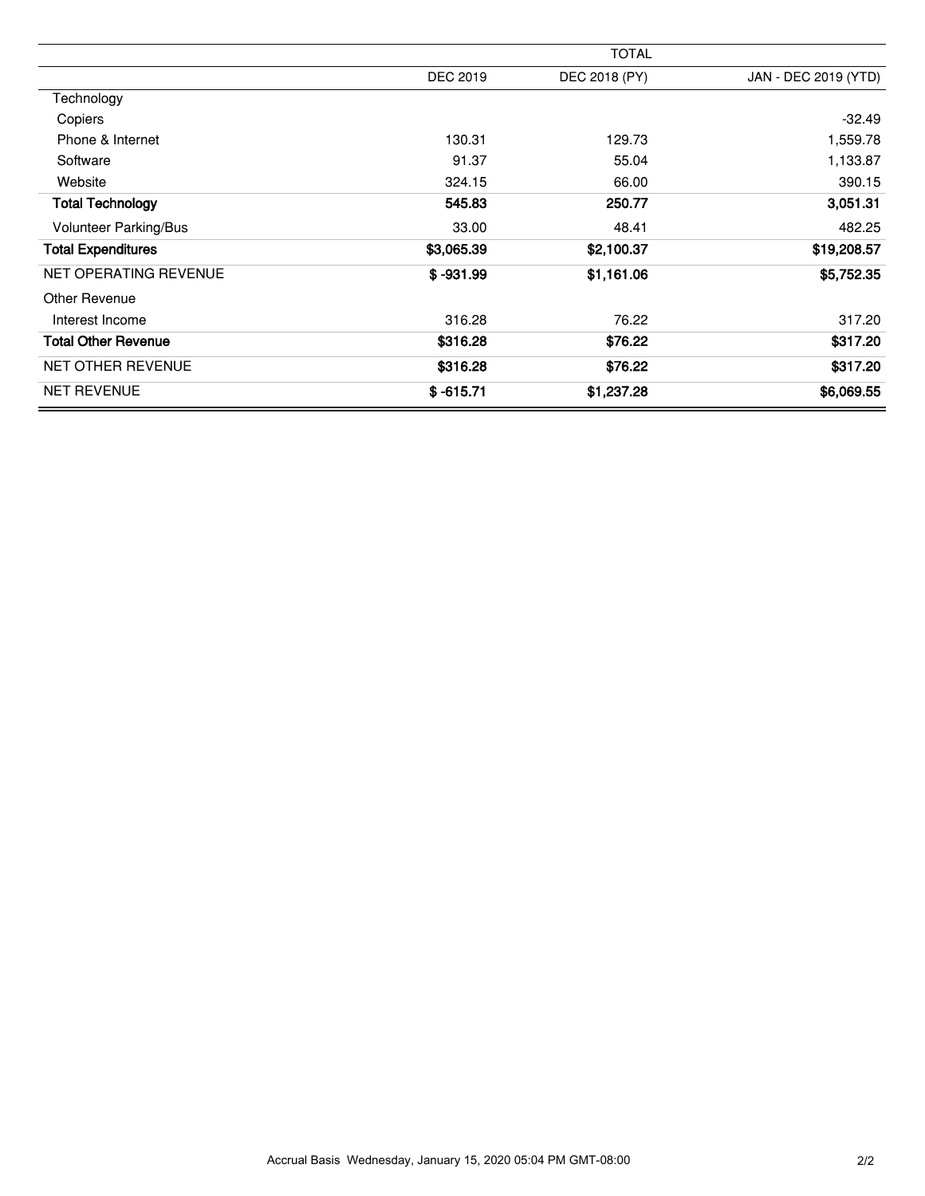| | TOTAL | | |
|---|---|---|---|
| | DEC 2019 | DEC 2018 (PY) | JAN - DEC 2019 (YTD) |
| Technology | | | |
| Copiers | | | -32.49 |
| Phone & Internet | 130.31 | 129.73 | 1,559.78 |
| Software | 91.37 | 55.04 | 1,133.87 |
| Website | 324.15 | 66.00 | 390.15 |
| **Total Technology** | **545.83** | **250.77** | **3,051.31** |
| Volunteer Parking/Bus | 33.00 | 48.41 | 482.25 |
| **Total Expenditures** | **$3,065.39** | **$2,100.37** | **$19,208.57** |
| NET OPERATING REVENUE | **$ -931.99** | **$1,161.06** | **$5,752.35** |
| Other Revenue | | | |
| Interest Income | 316.28 | 76.22 | 317.20 |
| **Total Other Revenue** | **$316.28** | **$76.22** | **$317.20** |
| NET OTHER REVENUE | **$316.28** | **$76.22** | **$317.20** |
| NET REVENUE | **$ -615.71** | **$1,237.28** | **$6,069.55** |

Accrual Basis Wednesday, January 15, 2020 05:04 PM GMT-08:00